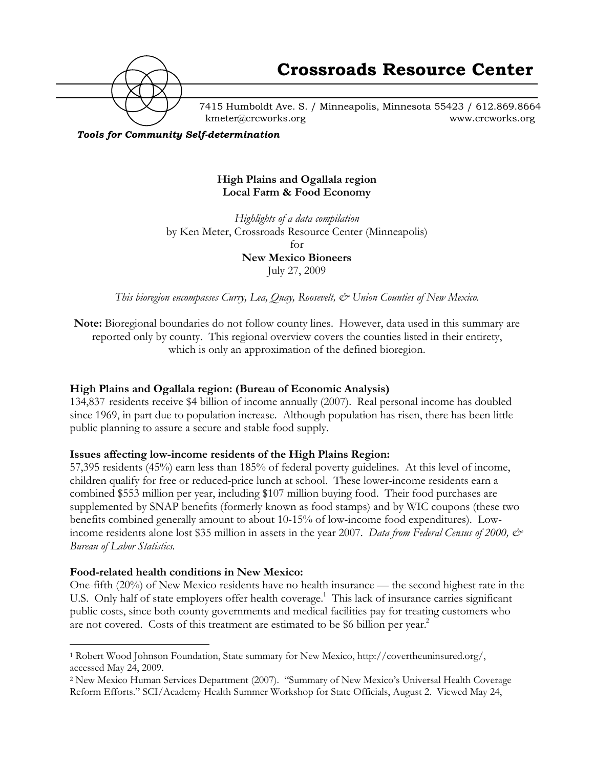# Crossroads Resource Center

7415 Humboldt Ave. S. / Minneapolis, Minnesota 55423 / 612.869.8664
kmeter@crcworks.org www.crcworks.org

***Tools for Community Self-determination***

**High Plains and Ogallala region**
**Local Farm & Food Economy**

*Highlights of a data compilation*
by Ken Meter, Crossroads Resource Center (Minneapolis)
for
**New Mexico Bioneers**
July 27, 2009

*This bioregion encompasses Curry, Lea, Quay, Roosevelt, & Union Counties of New Mexico.*

**Note:** Bioregional boundaries do not follow county lines. However, data used in this summary are reported only by county. This regional overview covers the counties listed in their entirety, which is only an approximation of the defined bioregion.

**High Plains and Ogallala region: (Bureau of Economic Analysis)**
134,837 residents receive $4 billion of income annually (2007). Real personal income has doubled since 1969, in part due to population increase. Although population has risen, there has been little public planning to assure a secure and stable food supply.

**Issues affecting low-income residents of the High Plains Region:**
57,395 residents (45%) earn less than 185% of federal poverty guidelines. At this level of income, children qualify for free or reduced-price lunch at school. These lower-income residents earn a combined $553 million per year, including $107 million buying food. Their food purchases are supplemented by SNAP benefits (formerly known as food stamps) and by WIC coupons (these two benefits combined generally amount to about 10-15% of low-income food expenditures). Low-income residents alone lost $35 million in assets in the year 2007. *Data from Federal Census of 2000, & Bureau of Labor Statistics.*

**Food-related health conditions in New Mexico:**
One-fifth (20%) of New Mexico residents have no health insurance — the second highest rate in the U.S. Only half of state employers offer health coverage.[1] This lack of insurance carries significant public costs, since both county governments and medical facilities pay for treating customers who are not covered. Costs of this treatment are estimated to be $6 billion per year.[2]

---

[1] Robert Wood Johnson Foundation, State summary for New Mexico, http://covertheuninsured.org/, accessed May 24, 2009.

[2] New Mexico Human Services Department (2007). "Summary of New Mexico's Universal Health Coverage Reform Efforts." SCI/Academy Health Summer Workshop for State Officials, August 2. Viewed May 24,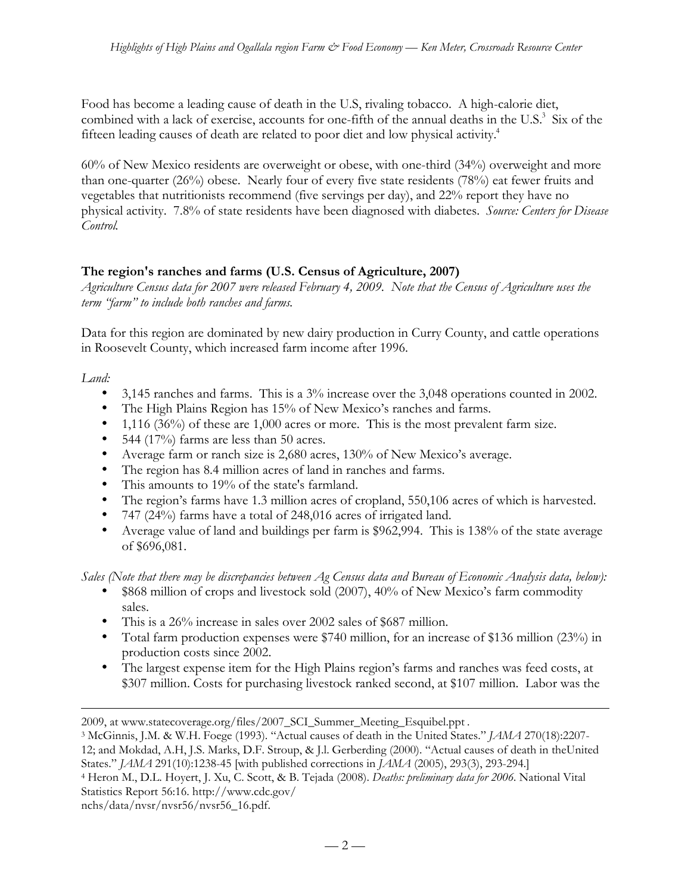Food has become a leading cause of death in the U.S, rivaling tobacco. A high-calorie diet, combined with a lack of exercise, accounts for one-fifth of the annual deaths in the U.S.[3] Six of the fifteen leading causes of death are related to poor diet and low physical activity.[4]

60% of New Mexico residents are overweight or obese, with one-third (34%) overweight and more than one-quarter (26%) obese. Nearly four of every five state residents (78%) eat fewer fruits and vegetables that nutritionists recommend (five servings per day), and 22% report they have no physical activity. 7.8% of state residents have been diagnosed with diabetes. *Source: Centers for Disease Control.*

**The region's ranches and farms (U.S. Census of Agriculture, 2007)**

*Agriculture Census data for 2007 were released February 4, 2009. Note that the Census of Agriculture uses the term "farm" to include both ranches and farms.*

Data for this region are dominated by new dairy production in Curry County, and cattle operations in Roosevelt County, which increased farm income after 1996.

*Land:*

- 3,145 ranches and farms. This is a 3% increase over the 3,048 operations counted in 2002.
- The High Plains Region has 15% of New Mexico's ranches and farms.
- 1,116 (36%) of these are 1,000 acres or more. This is the most prevalent farm size.
- 544 (17%) farms are less than 50 acres.
- Average farm or ranch size is 2,680 acres, 130% of New Mexico's average.
- The region has 8.4 million acres of land in ranches and farms.
- This amounts to 19% of the state's farmland.
- The region's farms have 1.3 million acres of cropland, 550,106 acres of which is harvested.
- 747 (24%) farms have a total of 248,016 acres of irrigated land.
- Average value of land and buildings per farm is $962,994. This is 138% of the state average of $696,081.

*Sales (Note that there may be discrepancies between Ag Census data and Bureau of Economic Analysis data, below):*

- $868 million of crops and livestock sold (2007), 40% of New Mexico's farm commodity sales.
- This is a 26% increase in sales over 2002 sales of $687 million.
- Total farm production expenses were $740 million, for an increase of $136 million (23%) in production costs since 2002.
- The largest expense item for the High Plains region's farms and ranches was feed costs, at $307 million. Costs for purchasing livestock ranked second, at $107 million. Labor was the

---

2009, at www.statecoverage.org/files/2007_SCI_Summer_Meeting_Esquibel.ppt .

[3] McGinnis, J.M. & W.H. Foege (1993). "Actual causes of death in the United States." *JAMA* 270(18):2207-12; and Mokdad, A.H, J.S. Marks, D.F. Stroup, & J.l. Gerberding (2000). "Actual causes of death in theUnited States." *JAMA* 291(10):1238-45 [with published corrections in *JAMA* (2005), 293(3), 293-294.]

[4] Heron M., D.L. Hoyert, J. Xu, C. Scott, & B. Tejada (2008). *Deaths: preliminary data for 2006*. National Vital Statistics Report 56:16. http://www.cdc.gov/nchs/data/nvsr/nvsr56/nvsr56_16.pdf.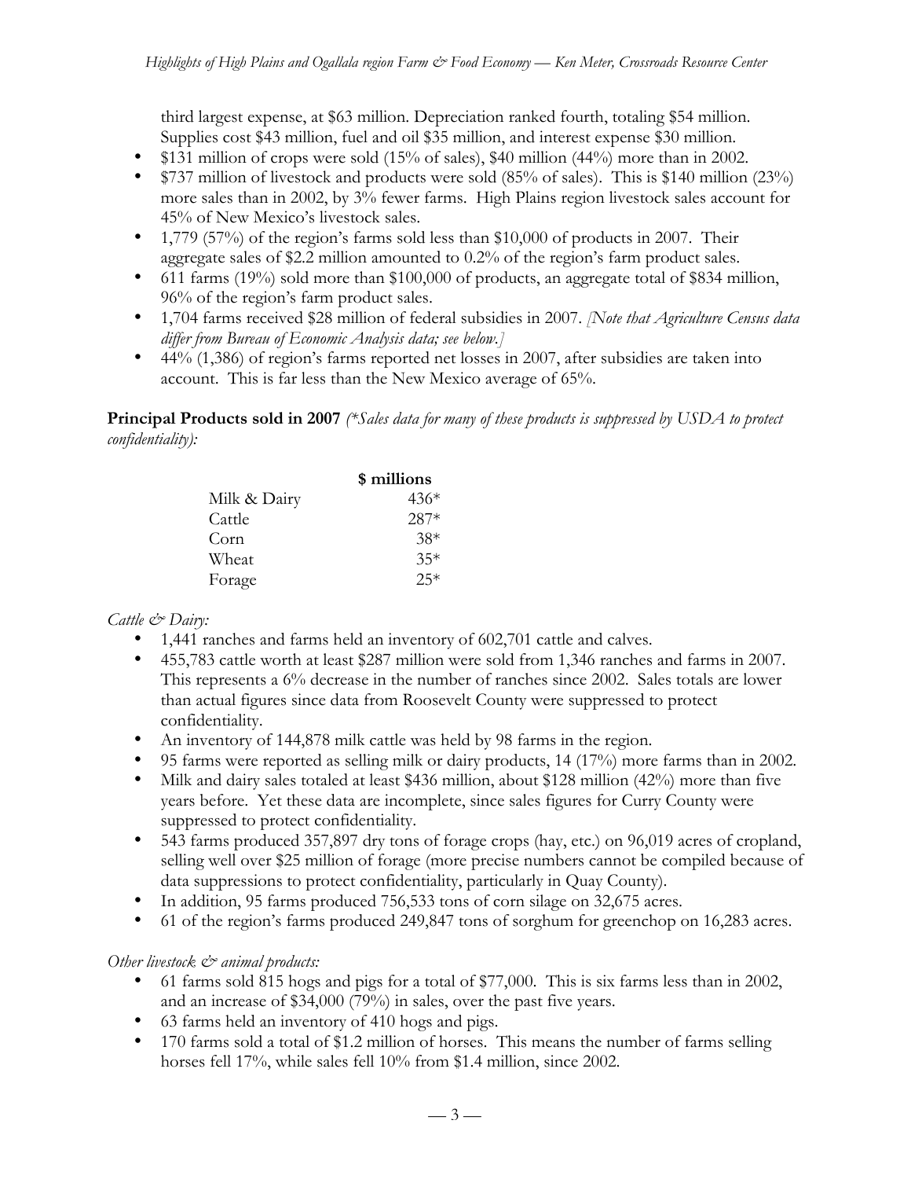third largest expense, at $63 million. Depreciation ranked fourth, totaling $54 million. Supplies cost $43 million, fuel and oil $35 million, and interest expense $30 million.

- $131 million of crops were sold (15% of sales), $40 million (44%) more than in 2002.
- $737 million of livestock and products were sold (85% of sales). This is $140 million (23%) more sales than in 2002, by 3% fewer farms. High Plains region livestock sales account for 45% of New Mexico's livestock sales.
- 1,779 (57%) of the region's farms sold less than $10,000 of products in 2007. Their aggregate sales of $2.2 million amounted to 0.2% of the region's farm product sales.
- 611 farms (19%) sold more than $100,000 of products, an aggregate total of $834 million, 96% of the region's farm product sales.
- 1,704 farms received $28 million of federal subsidies in 2007. *[Note that Agriculture Census data differ from Bureau of Economic Analysis data; see below.]*
- 44% (1,386) of region's farms reported net losses in 2007, after subsidies are taken into account. This is far less than the New Mexico average of 65%.

**Principal Products sold in 2007** *(*Sales data for many of these products is suppressed by USDA to protect confidentiality):*

| | $ millions |
|---|---|
| Milk & Dairy | 436* |
| Cattle | 287* |
| Corn | 38* |
| Wheat | 35* |
| Forage | 25* |

*Cattle & Dairy:*

- 1,441 ranches and farms held an inventory of 602,701 cattle and calves.
- 455,783 cattle worth at least $287 million were sold from 1,346 ranches and farms in 2007. This represents a 6% decrease in the number of ranches since 2002. Sales totals are lower than actual figures since data from Roosevelt County were suppressed to protect confidentiality.
- An inventory of 144,878 milk cattle was held by 98 farms in the region.
- 95 farms were reported as selling milk or dairy products, 14 (17%) more farms than in 2002.
- Milk and dairy sales totaled at least $436 million, about $128 million (42%) more than five years before. Yet these data are incomplete, since sales figures for Curry County were suppressed to protect confidentiality.
- 543 farms produced 357,897 dry tons of forage crops (hay, etc.) on 96,019 acres of cropland, selling well over $25 million of forage (more precise numbers cannot be compiled because of data suppressions to protect confidentiality, particularly in Quay County).
- In addition, 95 farms produced 756,533 tons of corn silage on 32,675 acres.
- 61 of the region's farms produced 249,847 tons of sorghum for greenchop on 16,283 acres.

*Other livestock & animal products:*

- 61 farms sold 815 hogs and pigs for a total of $77,000. This is six farms less than in 2002, and an increase of $34,000 (79%) in sales, over the past five years.
- 63 farms held an inventory of 410 hogs and pigs.
- 170 farms sold a total of $1.2 million of horses. This means the number of farms selling horses fell 17%, while sales fell 10% from $1.4 million, since 2002.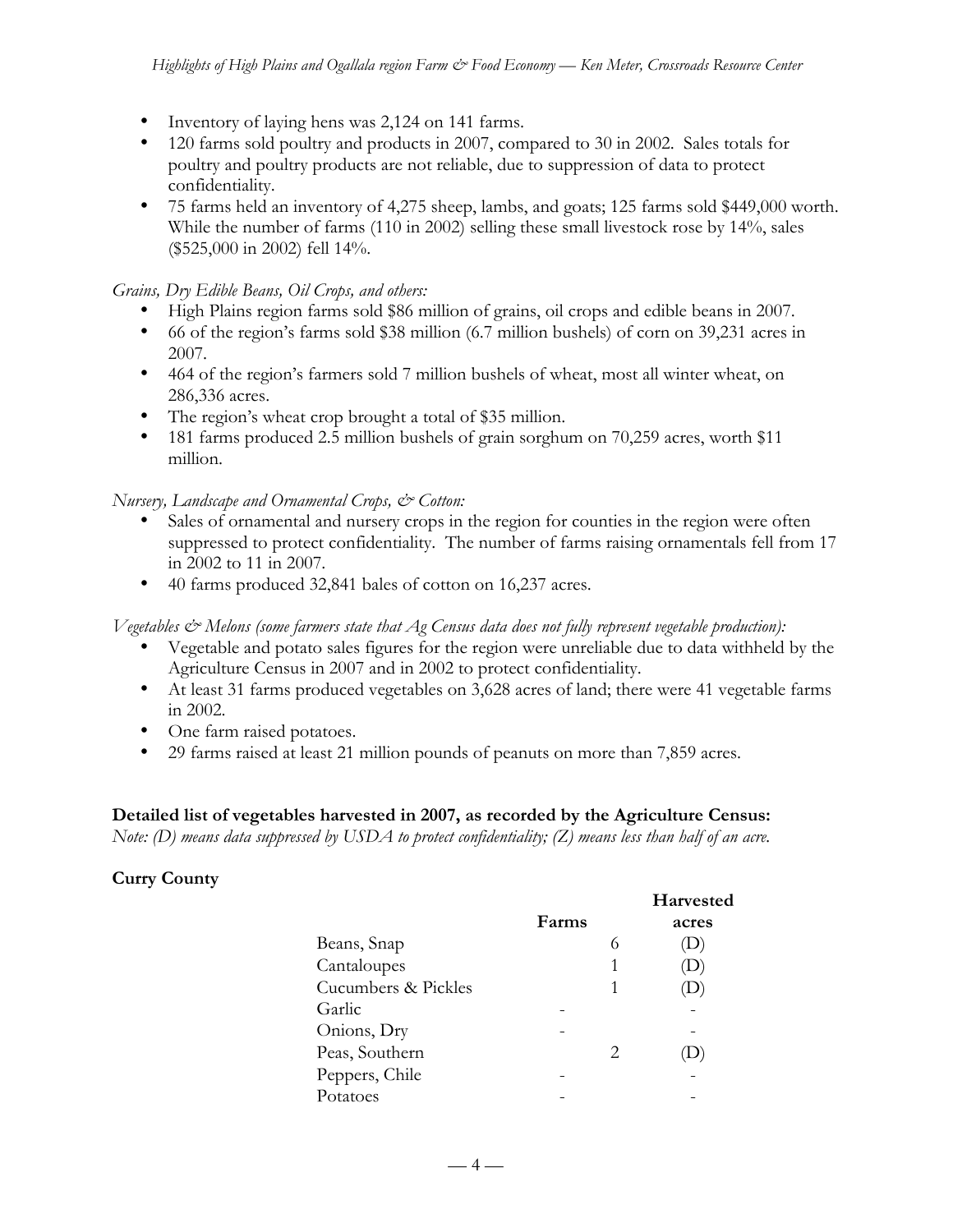- Inventory of laying hens was 2,124 on 141 farms.
- 120 farms sold poultry and products in 2007, compared to 30 in 2002. Sales totals for poultry and poultry products are not reliable, due to suppression of data to protect confidentiality.
- 75 farms held an inventory of 4,275 sheep, lambs, and goats; 125 farms sold $449,000 worth. While the number of farms (110 in 2002) selling these small livestock rose by 14%, sales ($525,000 in 2002) fell 14%.

*Grains, Dry Edible Beans, Oil Crops, and others:*

- High Plains region farms sold $86 million of grains, oil crops and edible beans in 2007.
- 66 of the region's farms sold $38 million (6.7 million bushels) of corn on 39,231 acres in 2007.
- 464 of the region's farmers sold 7 million bushels of wheat, most all winter wheat, on 286,336 acres.
- The region's wheat crop brought a total of $35 million.
- 181 farms produced 2.5 million bushels of grain sorghum on 70,259 acres, worth $11 million.

*Nursery, Landscape and Ornamental Crops, & Cotton:*

- Sales of ornamental and nursery crops in the region for counties in the region were often suppressed to protect confidentiality. The number of farms raising ornamentals fell from 17 in 2002 to 11 in 2007.
- 40 farms produced 32,841 bales of cotton on 16,237 acres.

*Vegetables & Melons (some farmers state that Ag Census data does not fully represent vegetable production):*

- Vegetable and potato sales figures for the region were unreliable due to data withheld by the Agriculture Census in 2007 and in 2002 to protect confidentiality.
- At least 31 farms produced vegetables on 3,628 acres of land; there were 41 vegetable farms in 2002.
- One farm raised potatoes.
- 29 farms raised at least 21 million pounds of peanuts on more than 7,859 acres.

**Detailed list of vegetables harvested in 2007, as recorded by the Agriculture Census:**

*Note: (D) means data suppressed by USDA to protect confidentiality; (Z) means less than half of an acre.*

**Curry County**

| | Farms | Harvested acres |
|---|---|---|
| Beans, Snap | 6 | (D) |
| Cantaloupes | 1 | (D) |
| Cucumbers & Pickles | 1 | (D) |
| Garlic | - | - |
| Onions, Dry | - | - |
| Peas, Southern | 2 | (D) |
| Peppers, Chile | - | - |
| Potatoes | - | - |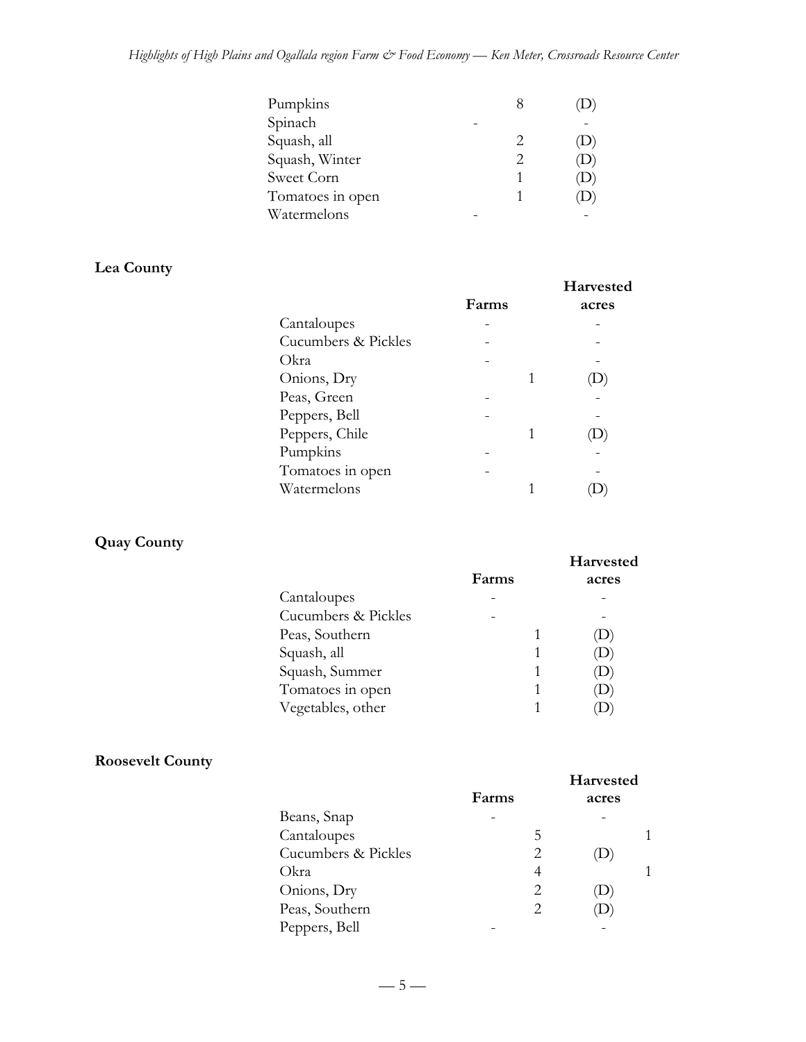| | Farms | Harvested acres |
|---|---|---|
| Pumpkins | 8 | (D) |
| Spinach | - | - |
| Squash, all | 2 | (D) |
| Squash, Winter | 2 | (D) |
| Sweet Corn | 1 | (D) |
| Tomatoes in open | 1 | (D) |
| Watermelons | - | - |

**Lea County**

| | Farms | Harvested acres |
|---|---|---|
| Cantaloupes | - | - |
| Cucumbers & Pickles | - | - |
| Okra | - | - |
| Onions, Dry | 1 | (D) |
| Peas, Green | - | - |
| Peppers, Bell | - | - |
| Peppers, Chile | 1 | (D) |
| Pumpkins | - | - |
| Tomatoes in open | - | - |
| Watermelons | 1 | (D) |

**Quay County**

| | Farms | Harvested acres |
|---|---|---|
| Cantaloupes | - | - |
| Cucumbers & Pickles | - | - |
| Peas, Southern | 1 | (D) |
| Squash, all | 1 | (D) |
| Squash, Summer | 1 | (D) |
| Tomatoes in open | 1 | (D) |
| Vegetables, other | 1 | (D) |

**Roosevelt County**

| | Farms | Harvested acres |
|---|---|---|
| Beans, Snap | - | - |
| Cantaloupes | 5 | 1 |
| Cucumbers & Pickles | 2 | (D) |
| Okra | 4 | 1 |
| Onions, Dry | 2 | (D) |
| Peas, Southern | 2 | (D) |
| Peppers, Bell | - | - |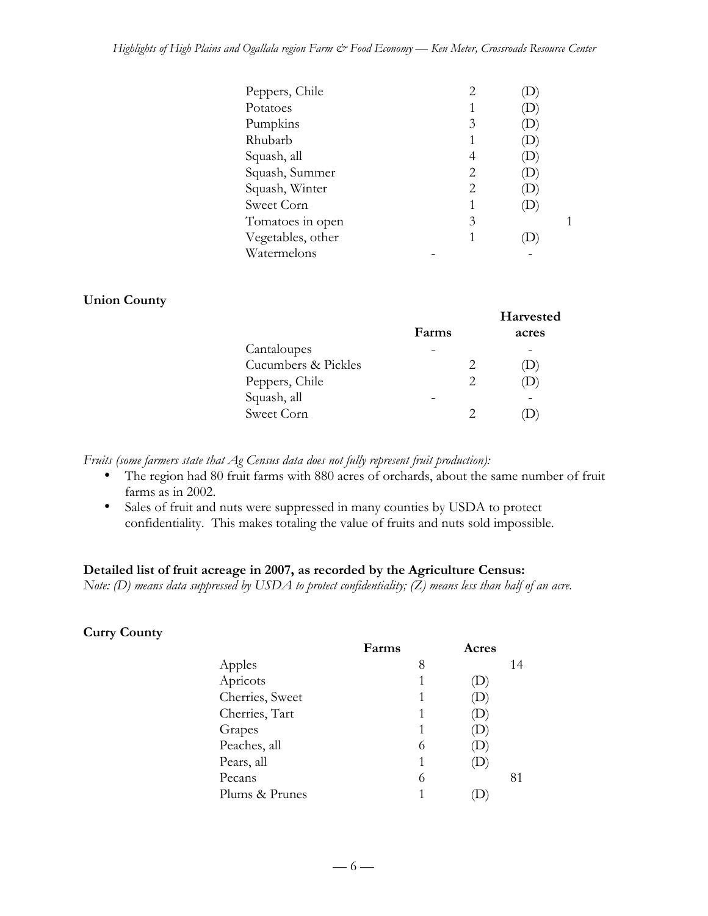| | | |
|---|---|---|
| Peppers, Chile | 2 | (D) |
| Potatoes | 1 | (D) |
| Pumpkins | 3 | (D) |
| Rhubarb | 1 | (D) |
| Squash, all | 4 | (D) |
| Squash, Summer | 2 | (D) |
| Squash, Winter | 2 | (D) |
| Sweet Corn | 1 | (D) |
| Tomatoes in open | 3 | 1 |
| Vegetables, other | 1 | (D) |
| Watermelons | - | - |

**Union County**

| | Farms | Harvested acres |
|---|---|---|
| Cantaloupes | - | - |
| Cucumbers & Pickles | 2 | (D) |
| Peppers, Chile | 2 | (D) |
| Squash, all | - | - |
| Sweet Corn | 2 | (D) |

*Fruits (some farmers state that Ag Census data does not fully represent fruit production):*

- The region had 80 fruit farms with 880 acres of orchards, about the same number of fruit farms as in 2002.
- Sales of fruit and nuts were suppressed in many counties by USDA to protect confidentiality. This makes totaling the value of fruits and nuts sold impossible.

**Detailed list of fruit acreage in 2007, as recorded by the Agriculture Census:**
*Note: (D) means data suppressed by USDA to protect confidentiality; (Z) means less than half of an acre.*

**Curry County**

| | Farms | Acres |
|---|---|---|
| Apples | 8 | 14 |
| Apricots | 1 | (D) |
| Cherries, Sweet | 1 | (D) |
| Cherries, Tart | 1 | (D) |
| Grapes | 1 | (D) |
| Peaches, all | 6 | (D) |
| Pears, all | 1 | (D) |
| Pecans | 6 | 81 |
| Plums & Prunes | 1 | (D) |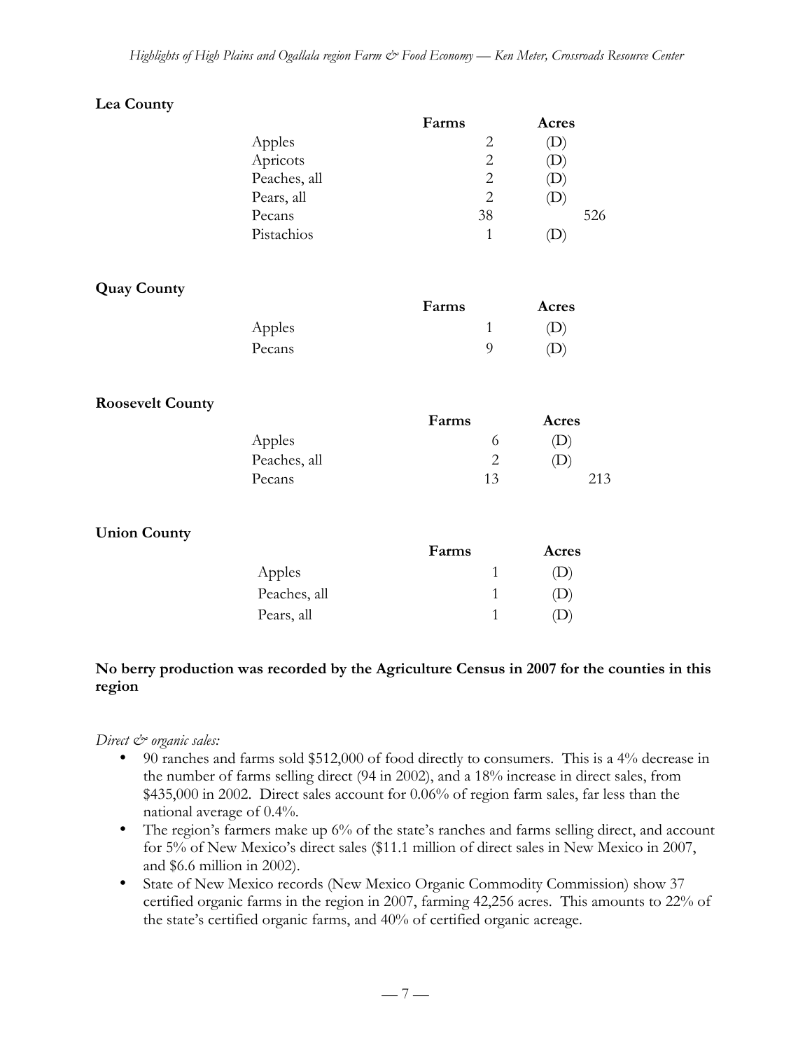**Lea County**

| | Farms | Acres |
|---|---|---|
| Apples | 2 | (D) |
| Apricots | 2 | (D) |
| Peaches, all | 2 | (D) |
| Pears, all | 2 | (D) |
| Pecans | 38 | 526 |
| Pistachios | 1 | (D) |

**Quay County**

| | Farms | Acres |
|---|---|---|
| Apples | 1 | (D) |
| Pecans | 9 | (D) |

**Roosevelt County**

| | Farms | Acres |
|---|---|---|
| Apples | 6 | (D) |
| Peaches, all | 2 | (D) |
| Pecans | 13 | 213 |

**Union County**

| | Farms | Acres |
|---|---|---|
| Apples | 1 | (D) |
| Peaches, all | 1 | (D) |
| Pears, all | 1 | (D) |

**No berry production was recorded by the Agriculture Census in 2007 for the counties in this region**

*Direct & organic sales:*

- 90 ranches and farms sold $512,000 of food directly to consumers. This is a 4% decrease in the number of farms selling direct (94 in 2002), and a 18% increase in direct sales, from $435,000 in 2002. Direct sales account for 0.06% of region farm sales, far less than the national average of 0.4%.
- The region's farmers make up 6% of the state's ranches and farms selling direct, and account for 5% of New Mexico's direct sales ($11.1 million of direct sales in New Mexico in 2007, and $6.6 million in 2002).
- State of New Mexico records (New Mexico Organic Commodity Commission) show 37 certified organic farms in the region in 2007, farming 42,256 acres. This amounts to 22% of the state's certified organic farms, and 40% of certified organic acreage.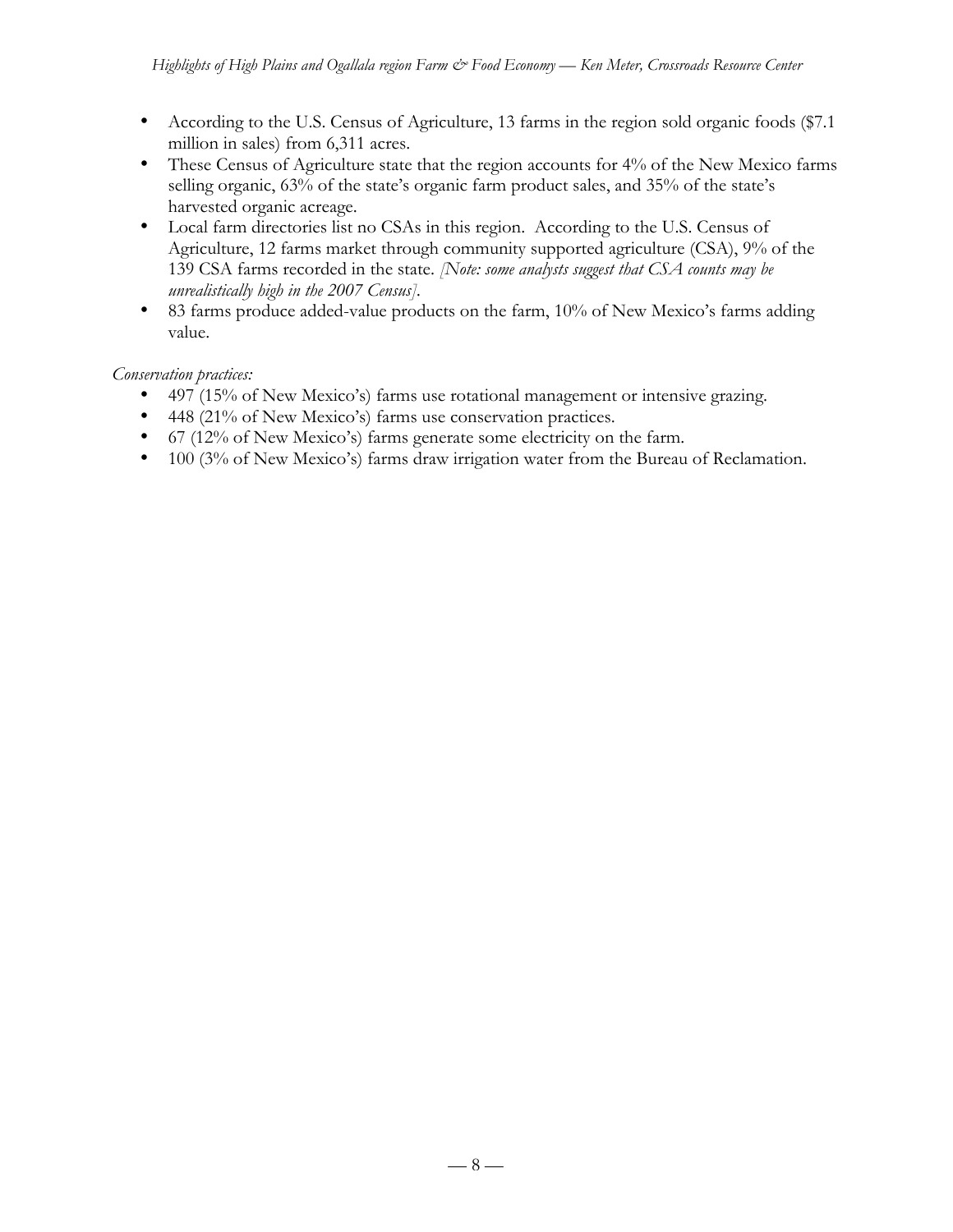- According to the U.S. Census of Agriculture, 13 farms in the region sold organic foods ($7.1 million in sales) from 6,311 acres.
- These Census of Agriculture state that the region accounts for 4% of the New Mexico farms selling organic, 63% of the state's organic farm product sales, and 35% of the state's harvested organic acreage.
- Local farm directories list no CSAs in this region. According to the U.S. Census of Agriculture, 12 farms market through community supported agriculture (CSA), 9% of the 139 CSA farms recorded in the state. *[Note: some analysts suggest that CSA counts may be unrealistically high in the 2007 Census]*.
- 83 farms produce added-value products on the farm, 10% of New Mexico's farms adding value.

*Conservation practices:*

- 497 (15% of New Mexico's) farms use rotational management or intensive grazing.
- 448 (21% of New Mexico's) farms use conservation practices.
- 67 (12% of New Mexico's) farms generate some electricity on the farm.
- 100 (3% of New Mexico's) farms draw irrigation water from the Bureau of Reclamation.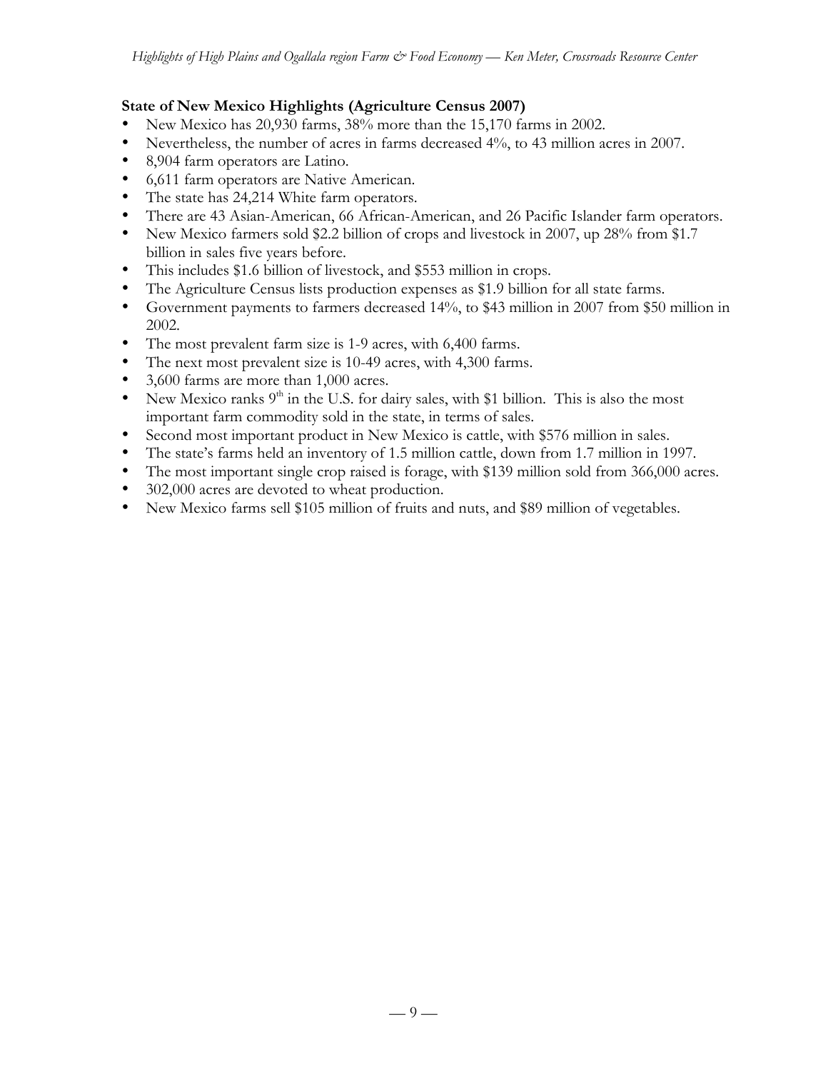**State of New Mexico Highlights (Agriculture Census 2007)**

- New Mexico has 20,930 farms, 38% more than the 15,170 farms in 2002.
- Nevertheless, the number of acres in farms decreased 4%, to 43 million acres in 2007.
- 8,904 farm operators are Latino.
- 6,611 farm operators are Native American.
- The state has 24,214 White farm operators.
- There are 43 Asian-American, 66 African-American, and 26 Pacific Islander farm operators.
- New Mexico farmers sold $2.2 billion of crops and livestock in 2007, up 28% from $1.7 billion in sales five years before.
- This includes $1.6 billion of livestock, and $553 million in crops.
- The Agriculture Census lists production expenses as $1.9 billion for all state farms.
- Government payments to farmers decreased 14%, to $43 million in 2007 from $50 million in 2002.
- The most prevalent farm size is 1-9 acres, with 6,400 farms.
- The next most prevalent size is 10-49 acres, with 4,300 farms.
- 3,600 farms are more than 1,000 acres.
- New Mexico ranks 9th in the U.S. for dairy sales, with $1 billion. This is also the most important farm commodity sold in the state, in terms of sales.
- Second most important product in New Mexico is cattle, with $576 million in sales.
- The state's farms held an inventory of 1.5 million cattle, down from 1.7 million in 1997.
- The most important single crop raised is forage, with $139 million sold from 366,000 acres.
- 302,000 acres are devoted to wheat production.
- New Mexico farms sell $105 million of fruits and nuts, and $89 million of vegetables.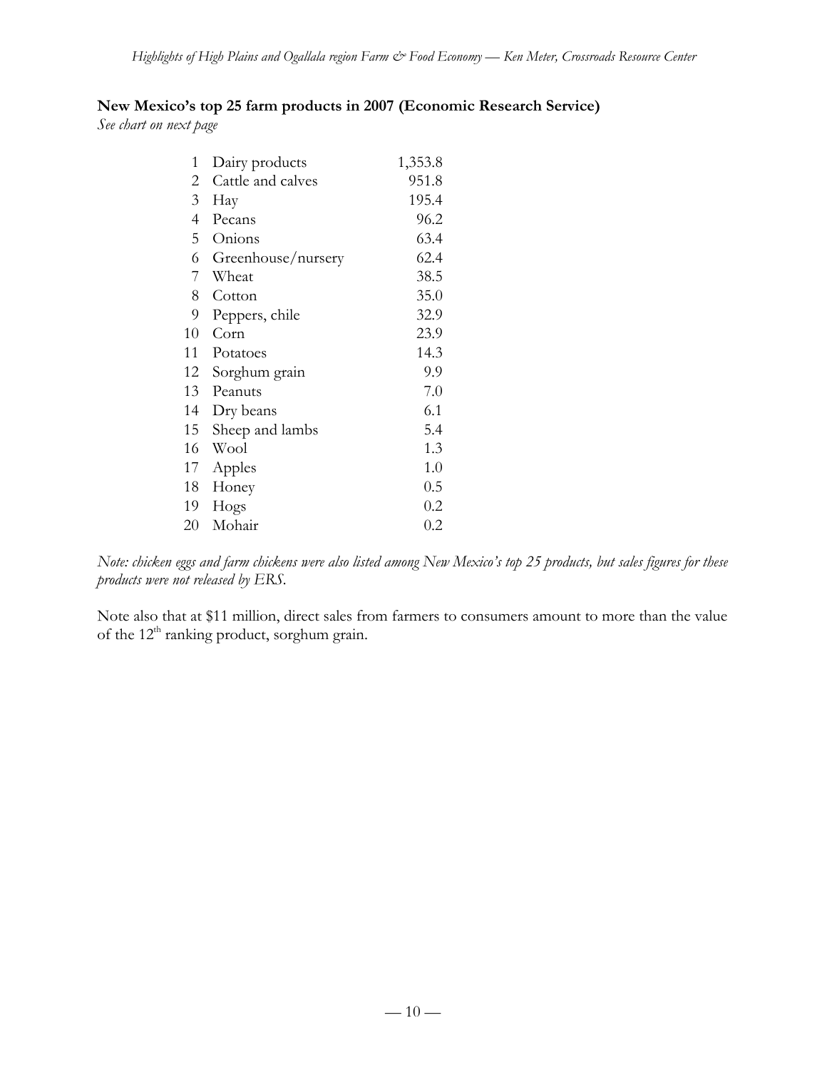**New Mexico's top 25 farm products in 2007 (Economic Research Service)**

*See chart on next page*

| | | |
|---|---|---|
| 1 | Dairy products | 1,353.8 |
| 2 | Cattle and calves | 951.8 |
| 3 | Hay | 195.4 |
| 4 | Pecans | 96.2 |
| 5 | Onions | 63.4 |
| 6 | Greenhouse/nursery | 62.4 |
| 7 | Wheat | 38.5 |
| 8 | Cotton | 35.0 |
| 9 | Peppers, chile | 32.9 |
| 10 | Corn | 23.9 |
| 11 | Potatoes | 14.3 |
| 12 | Sorghum grain | 9.9 |
| 13 | Peanuts | 7.0 |
| 14 | Dry beans | 6.1 |
| 15 | Sheep and lambs | 5.4 |
| 16 | Wool | 1.3 |
| 17 | Apples | 1.0 |
| 18 | Honey | 0.5 |
| 19 | Hogs | 0.2 |
| 20 | Mohair | 0.2 |

*Note: chicken eggs and farm chickens were also listed among New Mexico's top 25 products, but sales figures for these products were not released by ERS.*

Note also that at $11 million, direct sales from farmers to consumers amount to more than the value of the 12th ranking product, sorghum grain.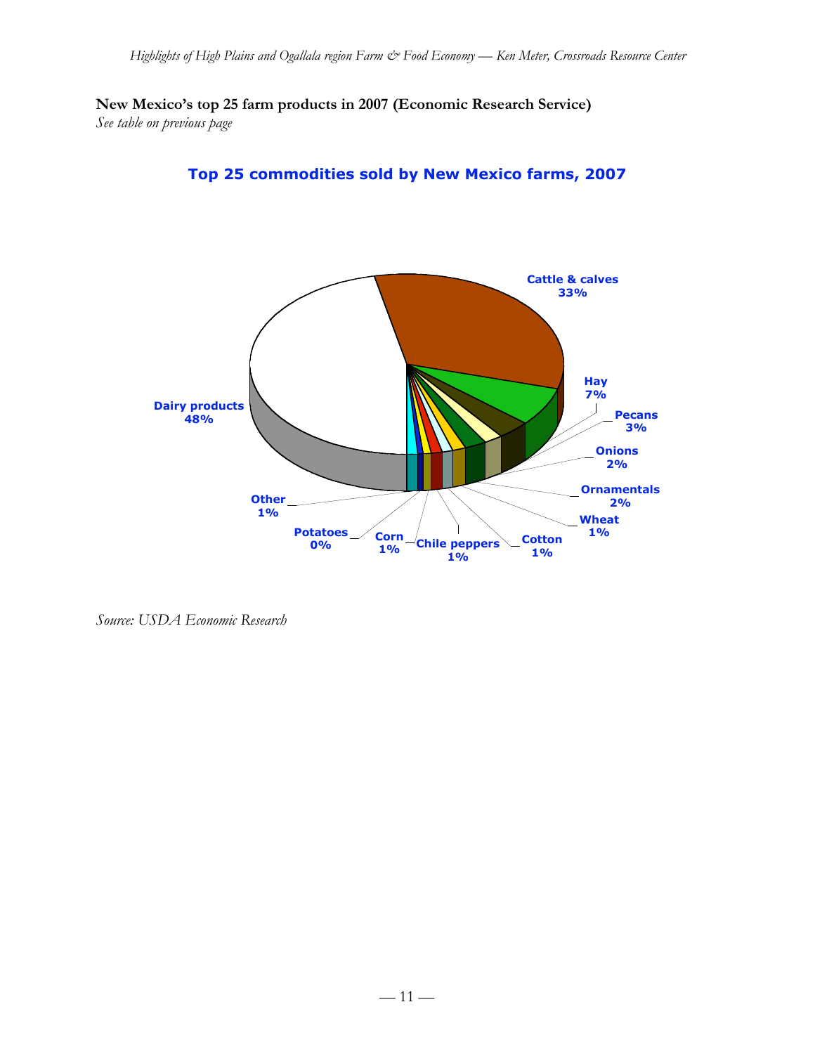**New Mexico's top 25 farm products in 2007 (Economic Research Service)**
*See table on previous page*

**Top 25 commodities sold by New Mexico farms, 2007**

Dairy products 48%
Cattle & calves 33%
Hay 7%
Pecans 3%
Onions 2%
Ornamentals 2%
Wheat 1%
Cotton 1%
Chile peppers 1%
Corn 1%
Potatoes 0%
Other 1%

*Source: USDA Economic Research*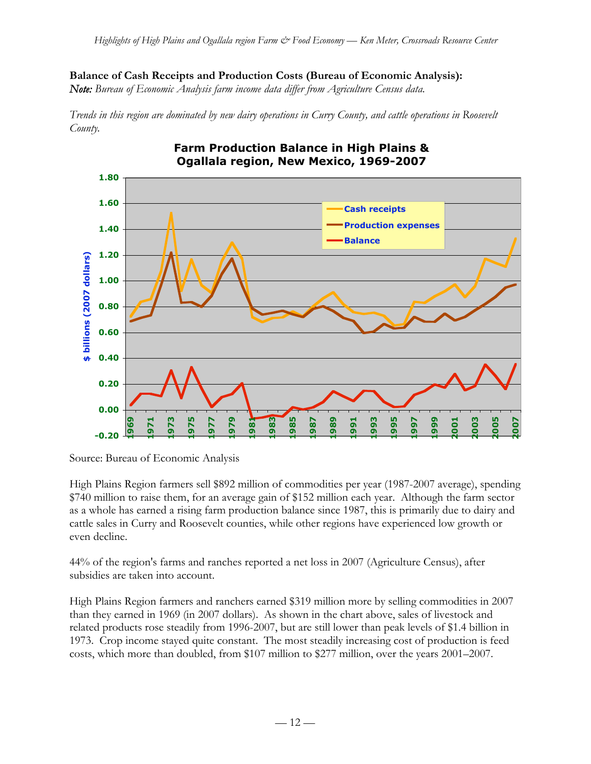**Balance of Cash Receipts and Production Costs (Bureau of Economic Analysis):**
***Note:*** *Bureau of Economic Analysis farm income data differ from Agriculture Census data.*

*Trends in this region are dominated by new dairy operations in Curry County, and cattle operations in Roosevelt County.*

Source: Bureau of Economic Analysis

High Plains Region farmers sell $892 million of commodities per year (1987-2007 average), spending $740 million to raise them, for an average gain of $152 million each year. Although the farm sector as a whole has earned a rising farm production balance since 1987, this is primarily due to dairy and cattle sales in Curry and Roosevelt counties, while other regions have experienced low growth or even decline.

44% of the region's farms and ranches reported a net loss in 2007 (Agriculture Census), after subsidies are taken into account.

High Plains Region farmers and ranchers earned $319 million more by selling commodities in 2007 than they earned in 1969 (in 2007 dollars). As shown in the chart above, sales of livestock and related products rose steadily from 1996-2007, but are still lower than peak levels of $1.4 billion in 1973. Crop income stayed quite constant. The most steadily increasing cost of production is feed costs, which more than doubled, from $107 million to $277 million, over the years 2001–2007.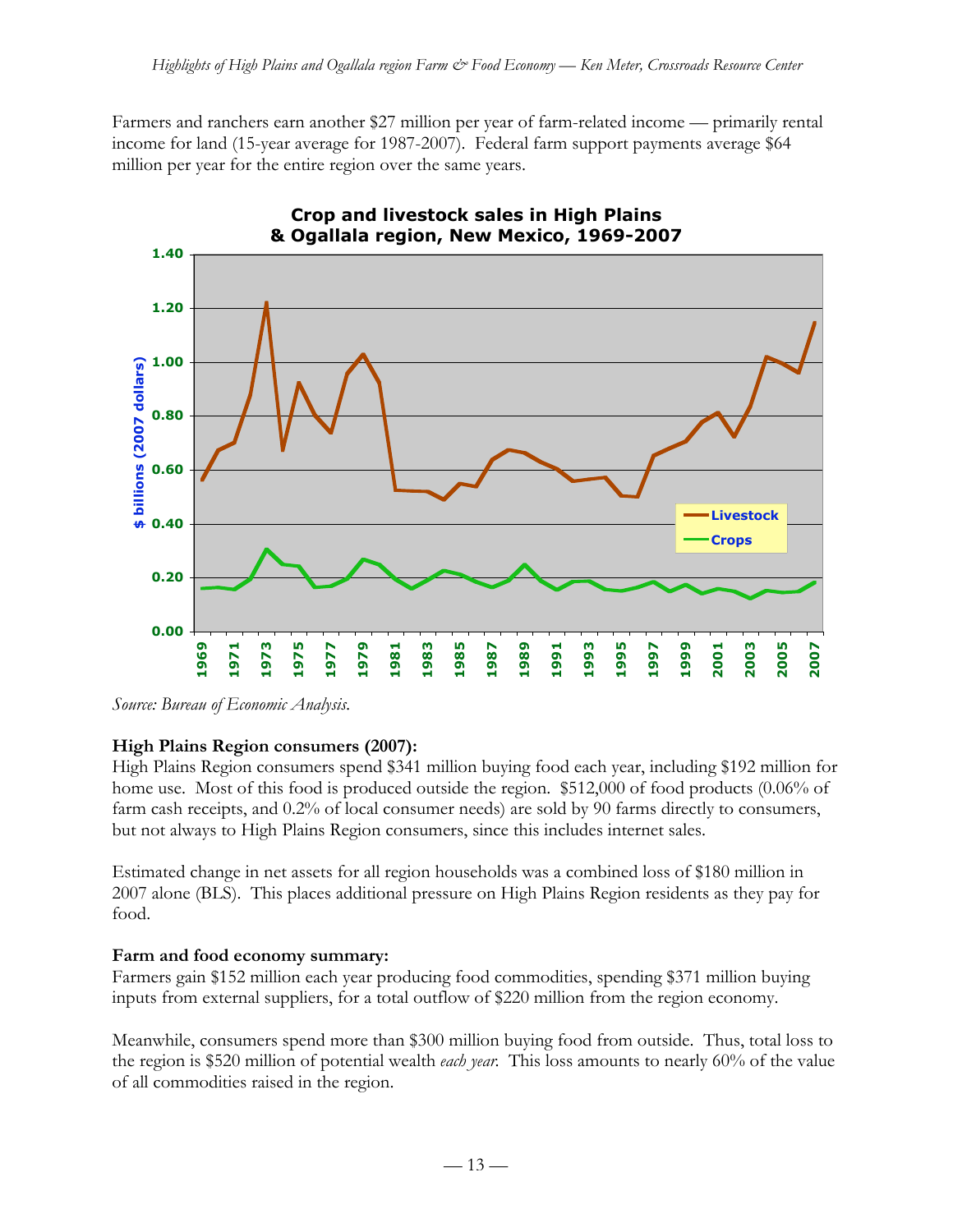Farmers and ranchers earn another $27 million per year of farm-related income — primarily rental income for land (15-year average for 1987-2007). Federal farm support payments average $64 million per year for the entire region over the same years.

**Crop and livestock sales in High Plains & Ogallala region, New Mexico, 1969-2007**

*Source: Bureau of Economic Analysis.*

**High Plains Region consumers (2007):**

High Plains Region consumers spend $341 million buying food each year, including $192 million for home use. Most of this food is produced outside the region. $512,000 of food products (0.06% of farm cash receipts, and 0.2% of local consumer needs) are sold by 90 farms directly to consumers, but not always to High Plains Region consumers, since this includes internet sales.

Estimated change in net assets for all region households was a combined loss of $180 million in 2007 alone (BLS). This places additional pressure on High Plains Region residents as they pay for food.

**Farm and food economy summary:**

Farmers gain $152 million each year producing food commodities, spending $371 million buying inputs from external suppliers, for a total outflow of $220 million from the region economy.

Meanwhile, consumers spend more than $300 million buying food from outside. Thus, total loss to the region is $520 million of potential wealth *each year*. This loss amounts to nearly 60% of the value of all commodities raised in the region.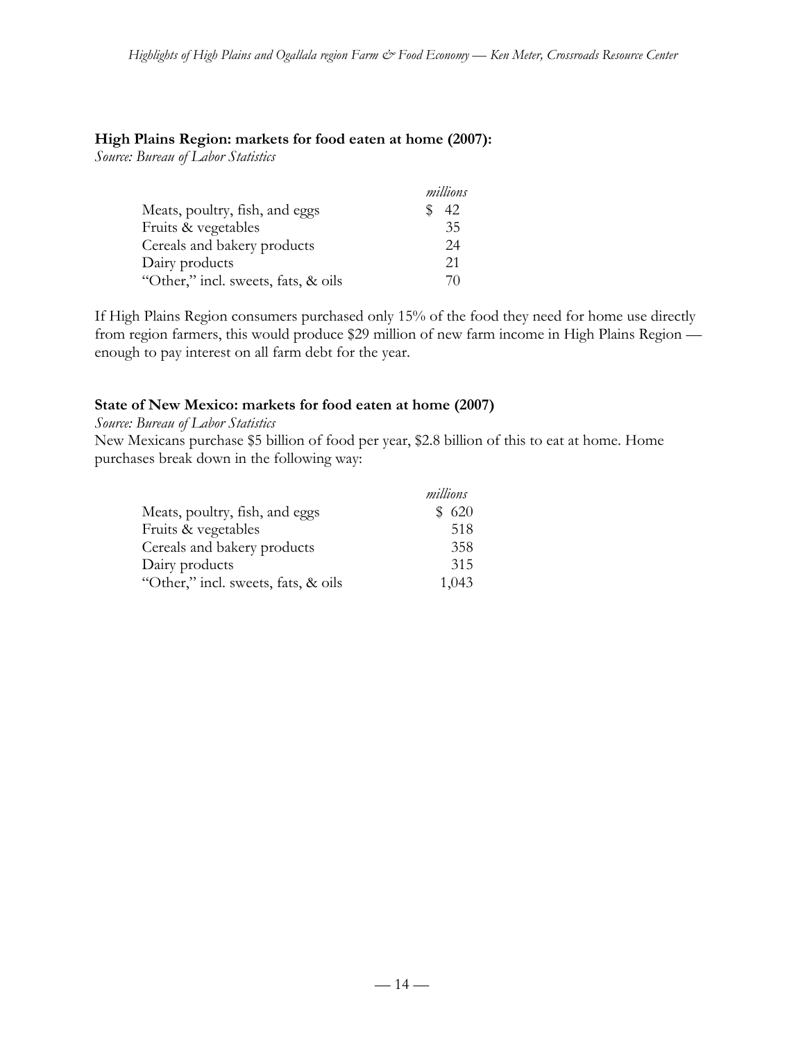**High Plains Region: markets for food eaten at home (2007):**

*Source: Bureau of Labor Statistics*

| | *millions* |
|---|---|
| Meats, poultry, fish, and eggs | $ 42 |
| Fruits & vegetables | 35 |
| Cereals and bakery products | 24 |
| Dairy products | 21 |
| "Other," incl. sweets, fats, & oils | 70 |

If High Plains Region consumers purchased only 15% of the food they need for home use directly from region farmers, this would produce $29 million of new farm income in High Plains Region — enough to pay interest on all farm debt for the year.

**State of New Mexico: markets for food eaten at home (2007)**

*Source: Bureau of Labor Statistics*

New Mexicans purchase $5 billion of food per year, $2.8 billion of this to eat at home. Home purchases break down in the following way:

| | *millions* |
|---|---|
| Meats, poultry, fish, and eggs | $ 620 |
| Fruits & vegetables | 518 |
| Cereals and bakery products | 358 |
| Dairy products | 315 |
| "Other," incl. sweets, fats, & oils | 1,043 |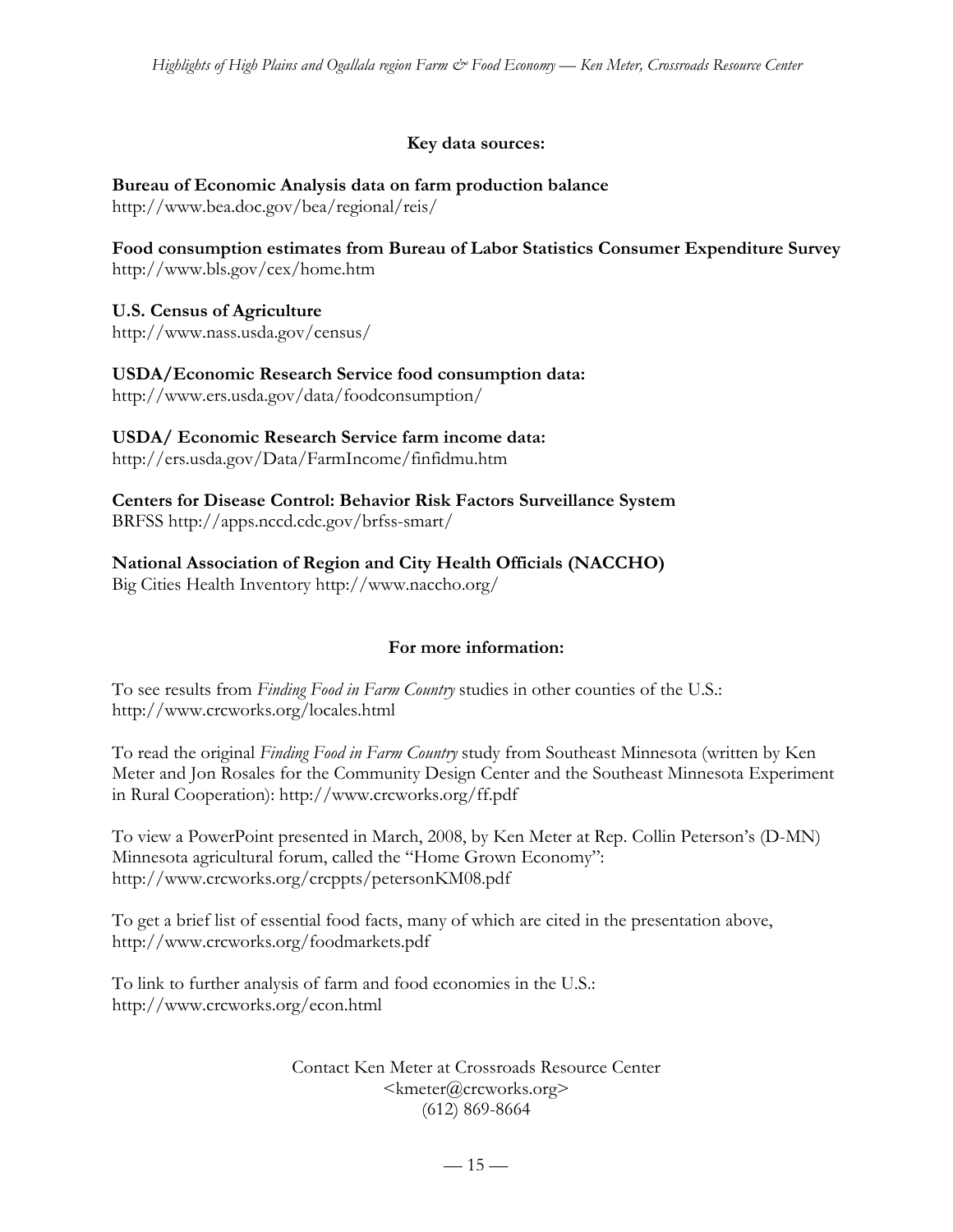### Key data sources:

**Bureau of Economic Analysis data on farm production balance**
http://www.bea.doc.gov/bea/regional/reis/

**Food consumption estimates from Bureau of Labor Statistics Consumer Expenditure Survey**
http://www.bls.gov/cex/home.htm

**U.S. Census of Agriculture**
http://www.nass.usda.gov/census/

**USDA/Economic Research Service food consumption data:**
http://www.ers.usda.gov/data/foodconsumption/

**USDA/ Economic Research Service farm income data:**
http://ers.usda.gov/Data/FarmIncome/finfidmu.htm

**Centers for Disease Control: Behavior Risk Factors Surveillance System**
BRFSS http://apps.nccd.cdc.gov/brfss-smart/

**National Association of Region and City Health Officials (NACCHO)**
Big Cities Health Inventory http://www.naccho.org/

### For more information:

To see results from *Finding Food in Farm Country* studies in other counties of the U.S.:
http://www.crcworks.org/locales.html

To read the original *Finding Food in Farm Country* study from Southeast Minnesota (written by Ken Meter and Jon Rosales for the Community Design Center and the Southeast Minnesota Experiment in Rural Cooperation): http://www.crcworks.org/ff.pdf

To view a PowerPoint presented in March, 2008, by Ken Meter at Rep. Collin Peterson's (D-MN) Minnesota agricultural forum, called the "Home Grown Economy":
http://www.crcworks.org/crcppts/petersonKM08.pdf

To get a brief list of essential food facts, many of which are cited in the presentation above,
http://www.crcworks.org/foodmarkets.pdf

To link to further analysis of farm and food economies in the U.S.:
http://www.crcworks.org/econ.html

Contact Ken Meter at Crossroads Resource Center
<kmeter@crcworks.org>
(612) 869-8664